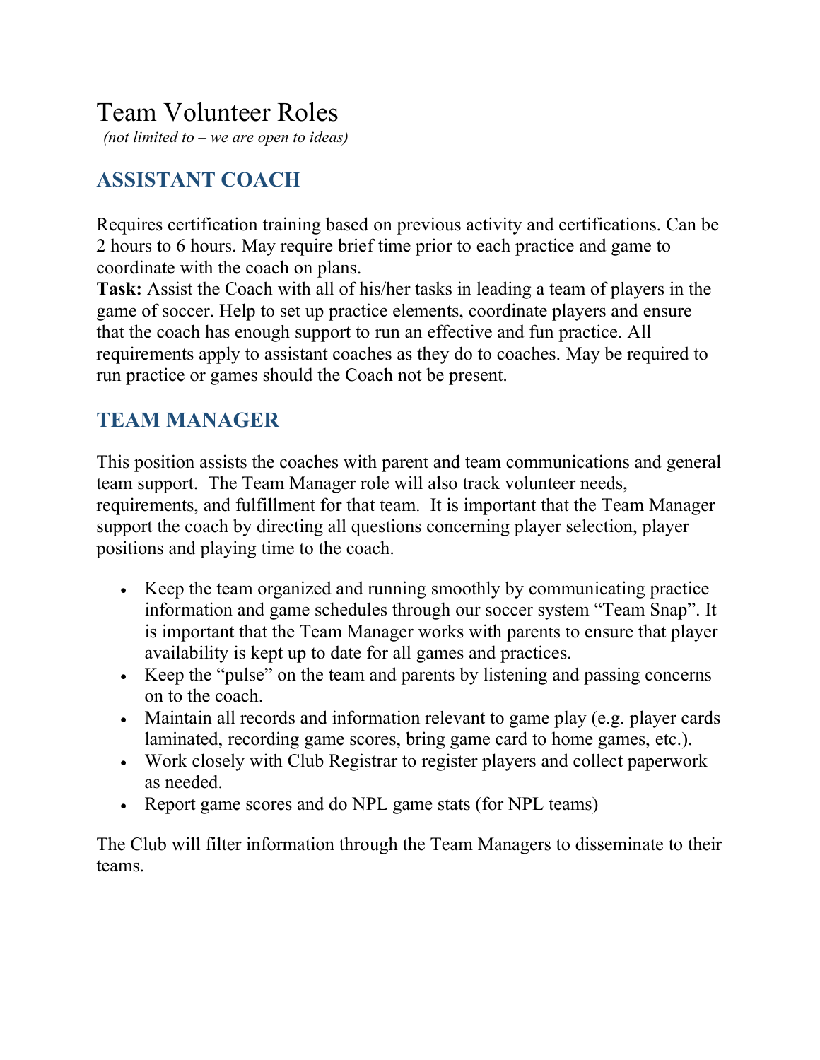# Team Volunteer Roles

*(not limited to – we are open to ideas)*

## ASSISTANT COACH

Requires certification training based on previous activity and certifications. Can be 2 hours to 6 hours. May require brief time prior to each practice and game to coordinate with the coach on plans.
**Task:** Assist the Coach with all of his/her tasks in leading a team of players in the game of soccer. Help to set up practice elements, coordinate players and ensure that the coach has enough support to run an effective and fun practice. All requirements apply to assistant coaches as they do to coaches. May be required to run practice or games should the Coach not be present.

## TEAM MANAGER

This position assists the coaches with parent and team communications and general team support. The Team Manager role will also track volunteer needs, requirements, and fulfillment for that team. It is important that the Team Manager support the coach by directing all questions concerning player selection, player positions and playing time to the coach.

- Keep the team organized and running smoothly by communicating practice information and game schedules through our soccer system "Team Snap". It is important that the Team Manager works with parents to ensure that player availability is kept up to date for all games and practices.
- Keep the "pulse" on the team and parents by listening and passing concerns on to the coach.
- Maintain all records and information relevant to game play (e.g. player cards laminated, recording game scores, bring game card to home games, etc.).
- Work closely with Club Registrar to register players and collect paperwork as needed.
- Report game scores and do NPL game stats (for NPL teams)

The Club will filter information through the Team Managers to disseminate to their teams.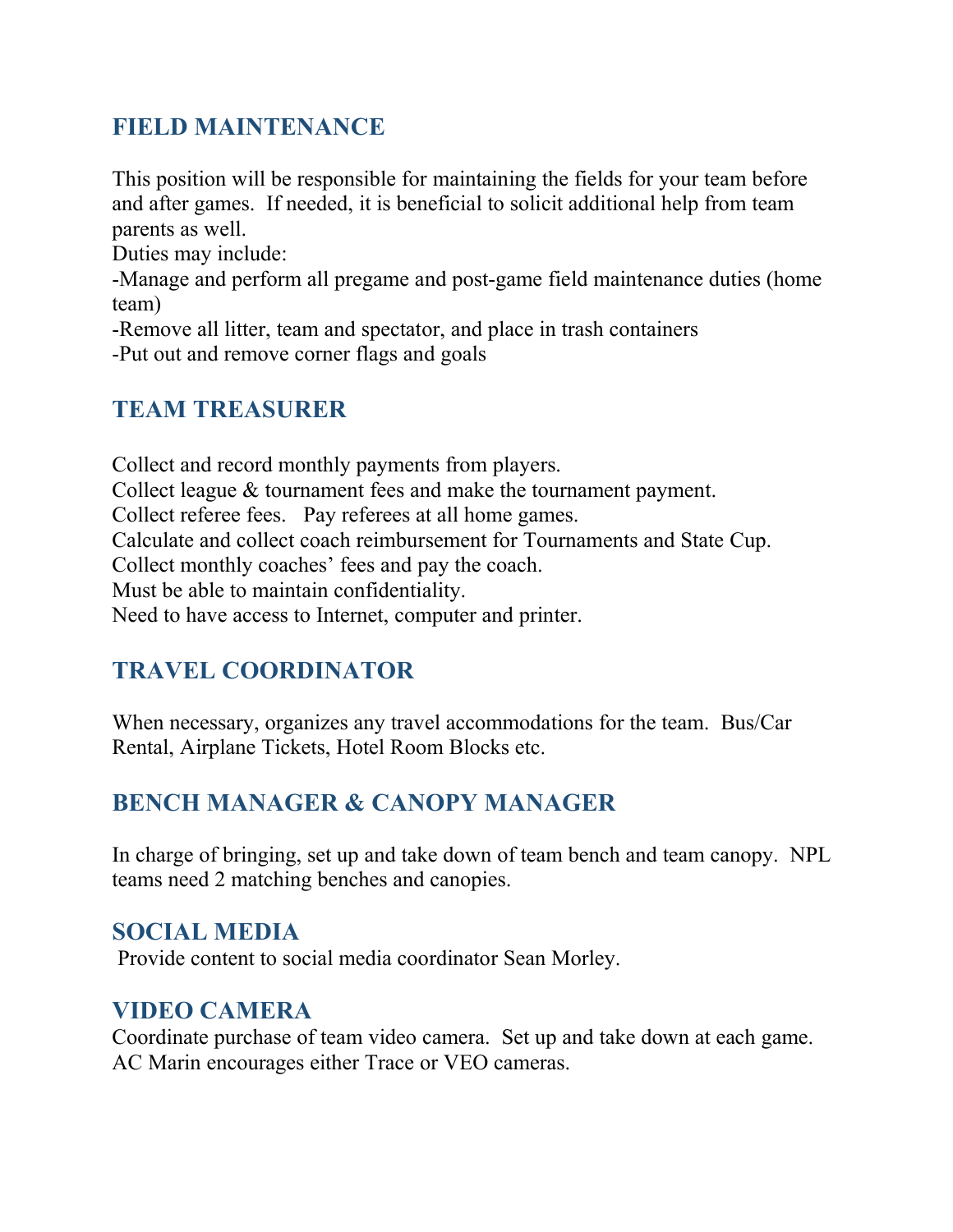## FIELD MAINTENANCE

This position will be responsible for maintaining the fields for your team before and after games. If needed, it is beneficial to solicit additional help from team parents as well.

Duties may include:

-Manage and perform all pregame and post-game field maintenance duties (home team)

-Remove all litter, team and spectator, and place in trash containers

-Put out and remove corner flags and goals

## TEAM TREASURER

Collect and record monthly payments from players.

Collect league & tournament fees and make the tournament payment.

Collect referee fees. Pay referees at all home games.

Calculate and collect coach reimbursement for Tournaments and State Cup.

Collect monthly coaches' fees and pay the coach.

Must be able to maintain confidentiality.

Need to have access to Internet, computer and printer.

## TRAVEL COORDINATOR

When necessary, organizes any travel accommodations for the team. Bus/Car Rental, Airplane Tickets, Hotel Room Blocks etc.

## BENCH MANAGER & CANOPY MANAGER

In charge of bringing, set up and take down of team bench and team canopy. NPL teams need 2 matching benches and canopies.

## SOCIAL MEDIA

Provide content to social media coordinator Sean Morley.

## VIDEO CAMERA

Coordinate purchase of team video camera. Set up and take down at each game. AC Marin encourages either Trace or VEO cameras.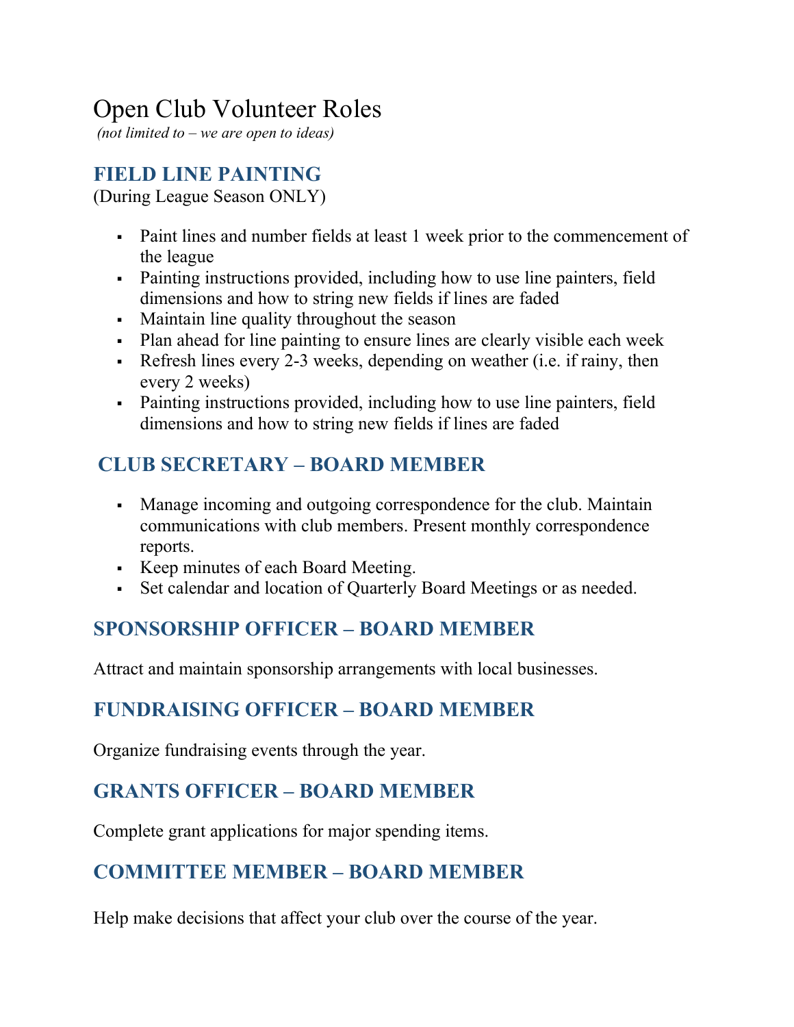# Open Club Volunteer Roles

*(not limited to – we are open to ideas)*

## FIELD LINE PAINTING

(During League Season ONLY)

- Paint lines and number fields at least 1 week prior to the commencement of the league
- Painting instructions provided, including how to use line painters, field dimensions and how to string new fields if lines are faded
- Maintain line quality throughout the season
- Plan ahead for line painting to ensure lines are clearly visible each week
- Refresh lines every 2-3 weeks, depending on weather (i.e. if rainy, then every 2 weeks)
- Painting instructions provided, including how to use line painters, field dimensions and how to string new fields if lines are faded

## CLUB SECRETARY – BOARD MEMBER

- Manage incoming and outgoing correspondence for the club. Maintain communications with club members. Present monthly correspondence reports.
- Keep minutes of each Board Meeting.
- Set calendar and location of Quarterly Board Meetings or as needed.

## SPONSORSHIP OFFICER – BOARD MEMBER

Attract and maintain sponsorship arrangements with local businesses.

## FUNDRAISING OFFICER – BOARD MEMBER

Organize fundraising events through the year.

## GRANTS OFFICER – BOARD MEMBER

Complete grant applications for major spending items.

## COMMITTEE MEMBER – BOARD MEMBER

Help make decisions that affect your club over the course of the year.